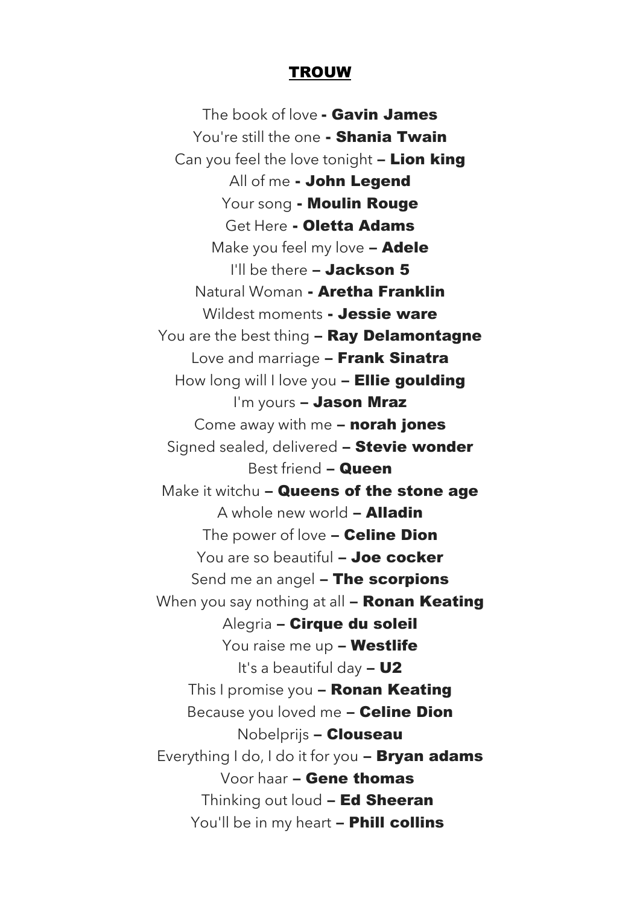# TROUW

The book of love **- Gavin James**

You're still the one **- Shania Twain**

Can you feel the love tonight **– Lion king**

All of me **- John Legend**

Your song **- Moulin Rouge**

Get Here **- Oletta Adams**

Make you feel my love **– Adele**

I'll be there **– Jackson 5**

Natural Woman **- Aretha Franklin**

Wildest moments **- Jessie ware**

You are the best thing **– Ray Delamontagne**

Love and marriage **– Frank Sinatra**

How long will I love you **– Ellie goulding**

I'm yours **– Jason Mraz**

Come away with me **– norah jones**

Signed sealed, delivered **– Stevie wonder**

Best friend **– Queen**

Make it witchu **– Queens of the stone age**

A whole new world **– Alladin**

The power of love **– Celine Dion**

You are so beautiful **– Joe cocker**

Send me an angel **– The scorpions**

When you say nothing at all **– Ronan Keating**

Alegria **– Cirque du soleil**

You raise me up **– Westlife**

It's a beautiful day **– U2**

This I promise you **– Ronan Keating**

Because you loved me **– Celine Dion**

Nobelprijs **– Clouseau**

Everything I do, I do it for you **– Bryan adams**

Voor haar **– Gene thomas**

Thinking out loud **– Ed Sheeran**

You'll be in my heart **– Phill collins**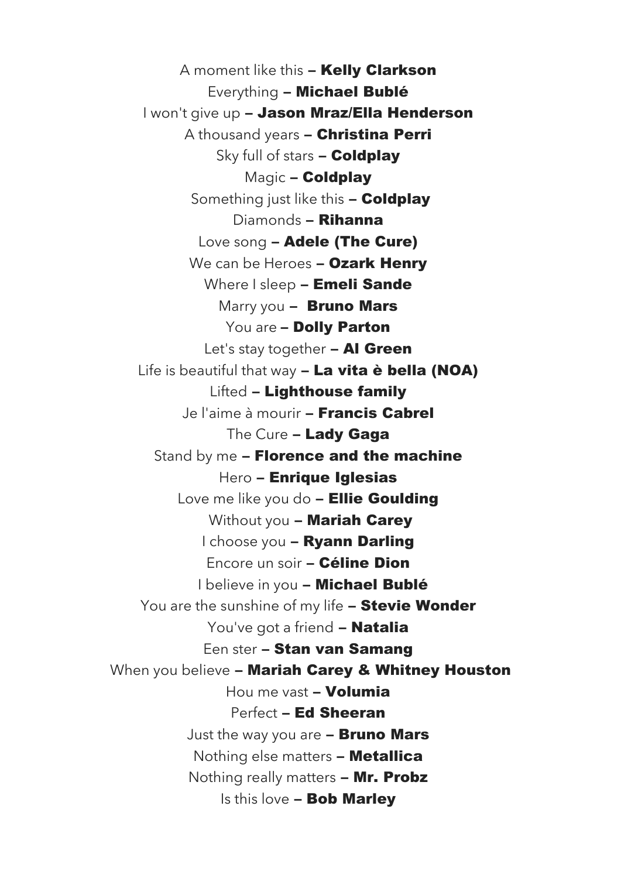A moment like this – **Kelly Clarkson**

Everything – **Michael Bublé**

I won't give up – **Jason Mraz/Ella Henderson**

A thousand years – **Christina Perri**

Sky full of stars – **Coldplay**

Magic – **Coldplay**

Something just like this – **Coldplay**

Diamonds – **Rihanna**

Love song – **Adele (The Cure)**

We can be Heroes – **Ozark Henry**

Where I sleep – **Emeli Sande**

Marry you – **Bruno Mars**

You are – **Dolly Parton**

Let's stay together – **Al Green**

Life is beautiful that way – **La vita è bella (NOA)**

Lifted – **Lighthouse family**

Je l'aime à mourir – **Francis Cabrel**

The Cure – **Lady Gaga**

Stand by me – **Florence and the machine**

Hero – **Enrique Iglesias**

Love me like you do – **Ellie Goulding**

Without you – **Mariah Carey**

I choose you – **Ryann Darling**

Encore un soir – **Céline Dion**

I believe in you – **Michael Bublé**

You are the sunshine of my life – **Stevie Wonder**

You've got a friend – **Natalia**

Een ster – **Stan van Samang**

When you believe – **Mariah Carey & Whitney Houston**

Hou me vast – **Volumia**

Perfect – **Ed Sheeran**

Just the way you are – **Bruno Mars**

Nothing else matters – **Metallica**

Nothing really matters – **Mr. Probz**

Is this love – **Bob Marley**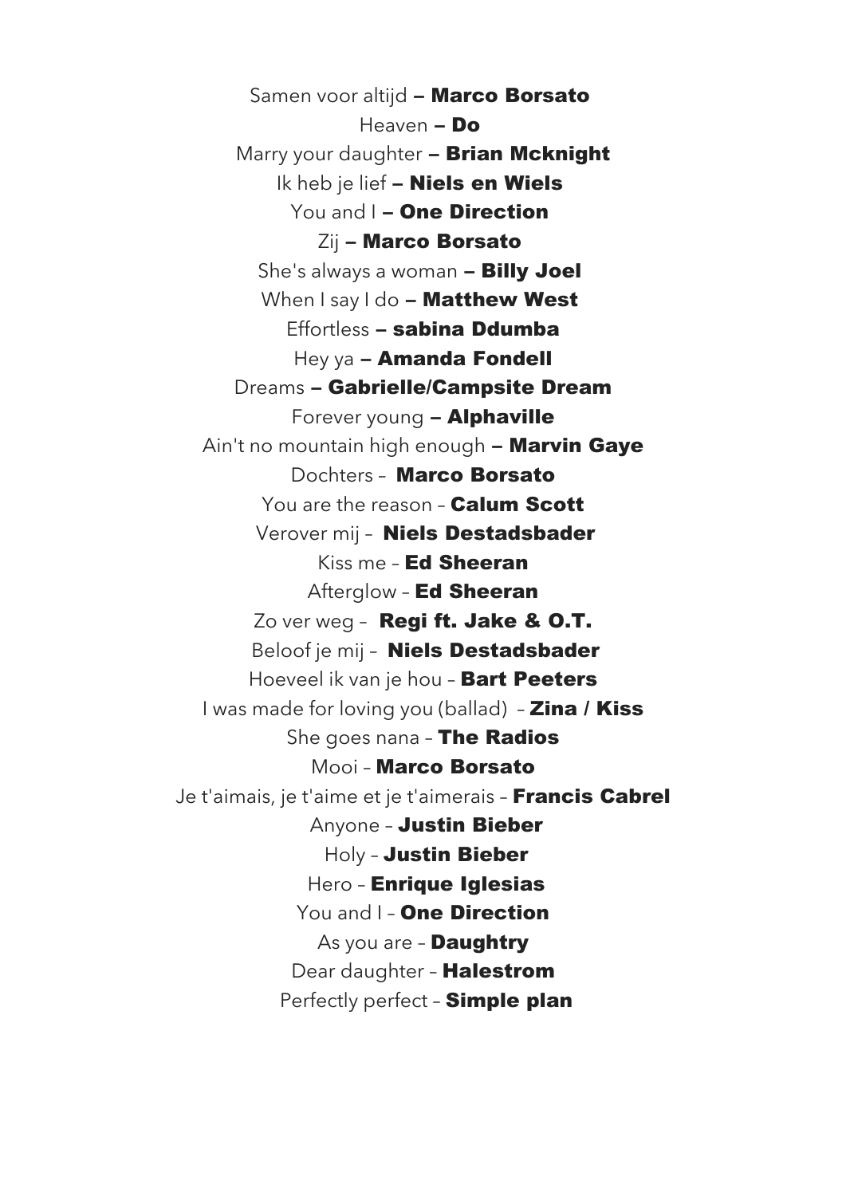Samen voor altijd **– Marco Borsato**

Heaven **– Do**

Marry your daughter **– Brian Mcknight**

Ik heb je lief **– Niels en Wiels**

You and I **– One Direction**

Zij **– Marco Borsato**

She's always a woman **– Billy Joel**

When I say I do **– Matthew West**

Effortless **– sabina Ddumba**

Hey ya **– Amanda Fondell**

Dreams **– Gabrielle/Campsite Dream**

Forever young **– Alphaville**

Ain't no mountain high enough **– Marvin Gaye**

Dochters – **Marco Borsato**

You are the reason – **Calum Scott**

Verover mij – **Niels Destadsbader**

Kiss me – **Ed Sheeran**

Afterglow – **Ed Sheeran**

Zo ver weg – **Regi ft. Jake & O.T.**

Beloof je mij – **Niels Destadsbader**

Hoeveel ik van je hou – **Bart Peeters**

I was made for loving you (ballad) – **Zina / Kiss**

She goes nana – **The Radios**

Mooi – **Marco Borsato**

Je t'aimais, je t'aime et je t'aimerais – **Francis Cabrel**

Anyone – **Justin Bieber**

Holy – **Justin Bieber**

Hero – **Enrique Iglesias**

You and I – **One Direction**

As you are – **Daughtry**

Dear daughter – **Halestrom**

Perfectly perfect – **Simple plan**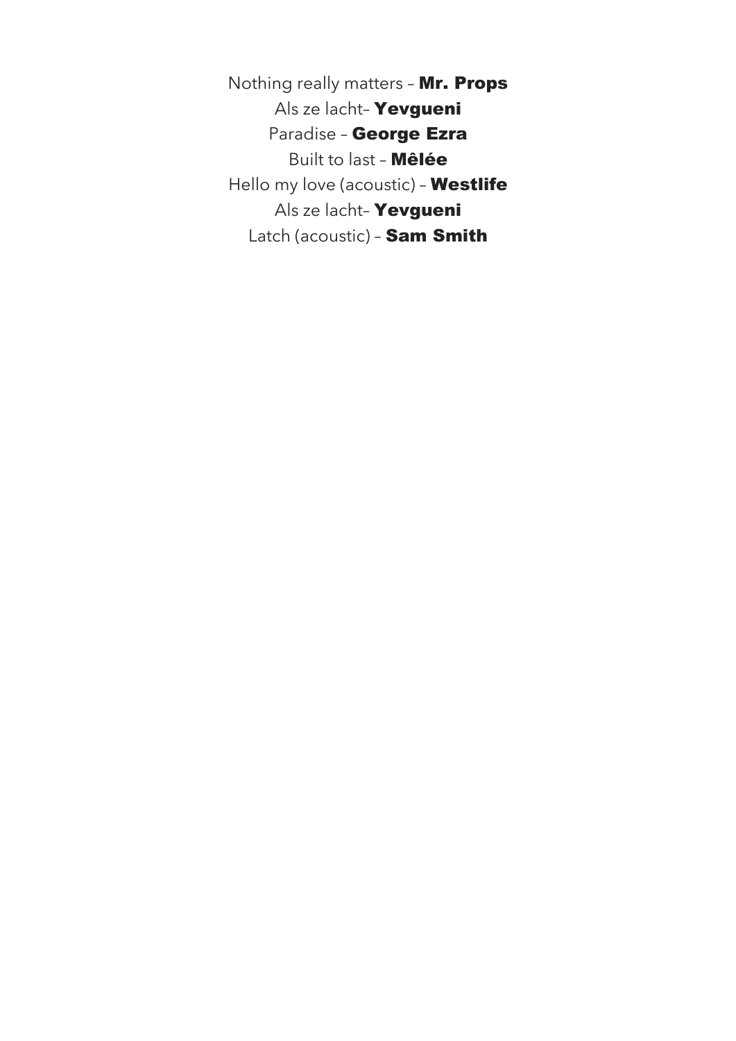Nothing really matters – **Mr. Props**
Als ze lacht– **Yevgueni**
Paradise – **George Ezra**
Built to last – **Mêlée**
Hello my love (acoustic) – **Westlife**
Als ze lacht– **Yevgueni**
Latch (acoustic) – **Sam Smith**